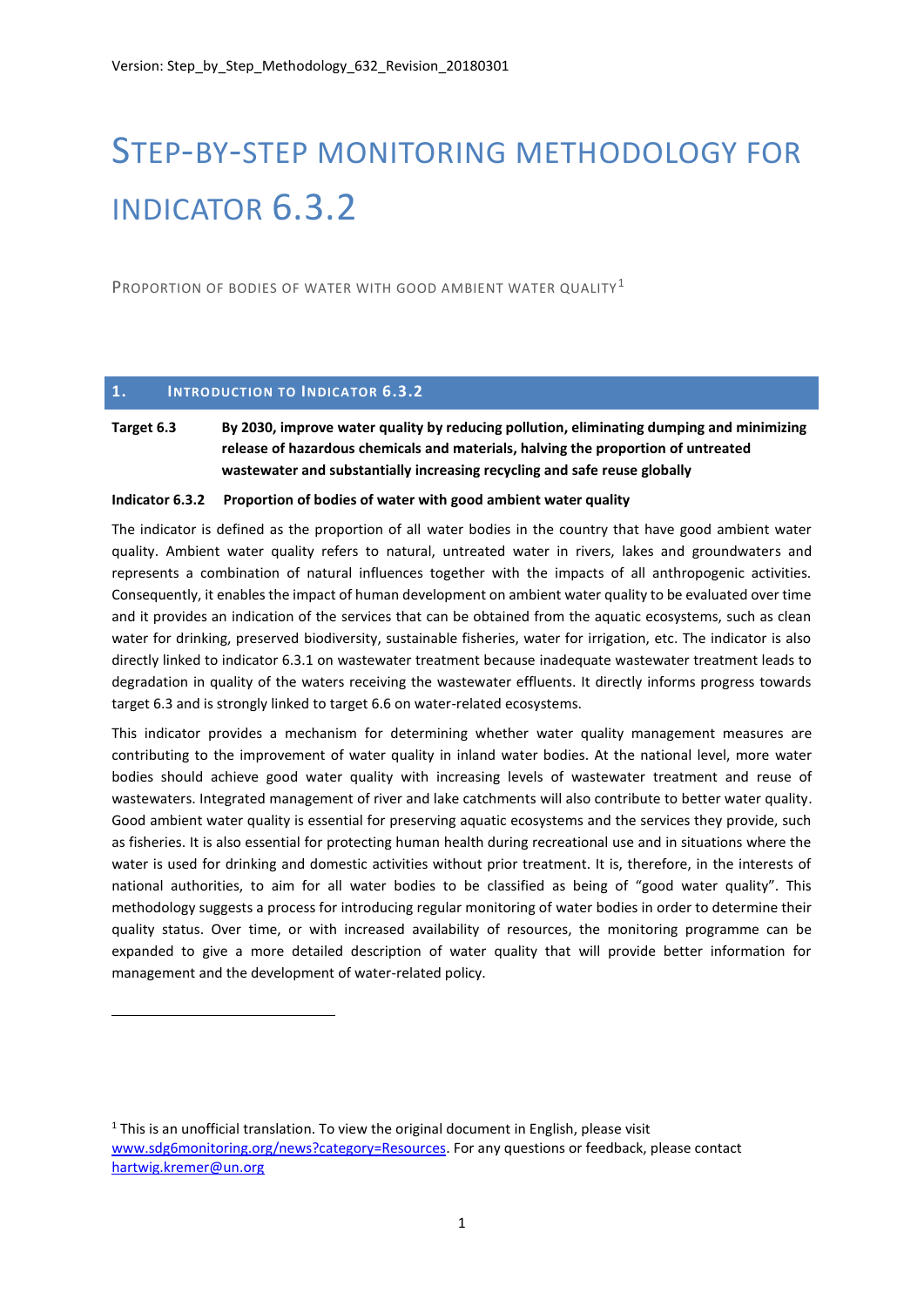Version: Step_by_Step_Methodology_632_Revision_20180301

# STEP-BY-STEP MONITORING METHODOLOGY FOR INDICATOR 6.3.2

PROPORTION OF BODIES OF WATER WITH GOOD AMBIENT WATER QUALITY[1]

## 1. INTRODUCTION TO INDICATOR 6.3.2

**Target 6.3** **By 2030, improve water quality by reducing pollution, eliminating dumping and minimizing release of hazardous chemicals and materials, halving the proportion of untreated wastewater and substantially increasing recycling and safe reuse globally**

**Indicator 6.3.2 Proportion of bodies of water with good ambient water quality**

The indicator is defined as the proportion of all water bodies in the country that have good ambient water quality. Ambient water quality refers to natural, untreated water in rivers, lakes and groundwaters and represents a combination of natural influences together with the impacts of all anthropogenic activities. Consequently, it enables the impact of human development on ambient water quality to be evaluated over time and it provides an indication of the services that can be obtained from the aquatic ecosystems, such as clean water for drinking, preserved biodiversity, sustainable fisheries, water for irrigation, etc. The indicator is also directly linked to indicator 6.3.1 on wastewater treatment because inadequate wastewater treatment leads to degradation in quality of the waters receiving the wastewater effluents. It directly informs progress towards target 6.3 and is strongly linked to target 6.6 on water-related ecosystems.

This indicator provides a mechanism for determining whether water quality management measures are contributing to the improvement of water quality in inland water bodies. At the national level, more water bodies should achieve good water quality with increasing levels of wastewater treatment and reuse of wastewaters. Integrated management of river and lake catchments will also contribute to better water quality. Good ambient water quality is essential for preserving aquatic ecosystems and the services they provide, such as fisheries. It is also essential for protecting human health during recreational use and in situations where the water is used for drinking and domestic activities without prior treatment. It is, therefore, in the interests of national authorities, to aim for all water bodies to be classified as being of "good water quality". This methodology suggests a process for introducing regular monitoring of water bodies in order to determine their quality status. Over time, or with increased availability of resources, the monitoring programme can be expanded to give a more detailed description of water quality that will provide better information for management and the development of water-related policy.

---

[1] This is an unofficial translation. To view the original document in English, please visit www.sdg6monitoring.org/news?category=Resources. For any questions or feedback, please contact hartwig.kremer@un.org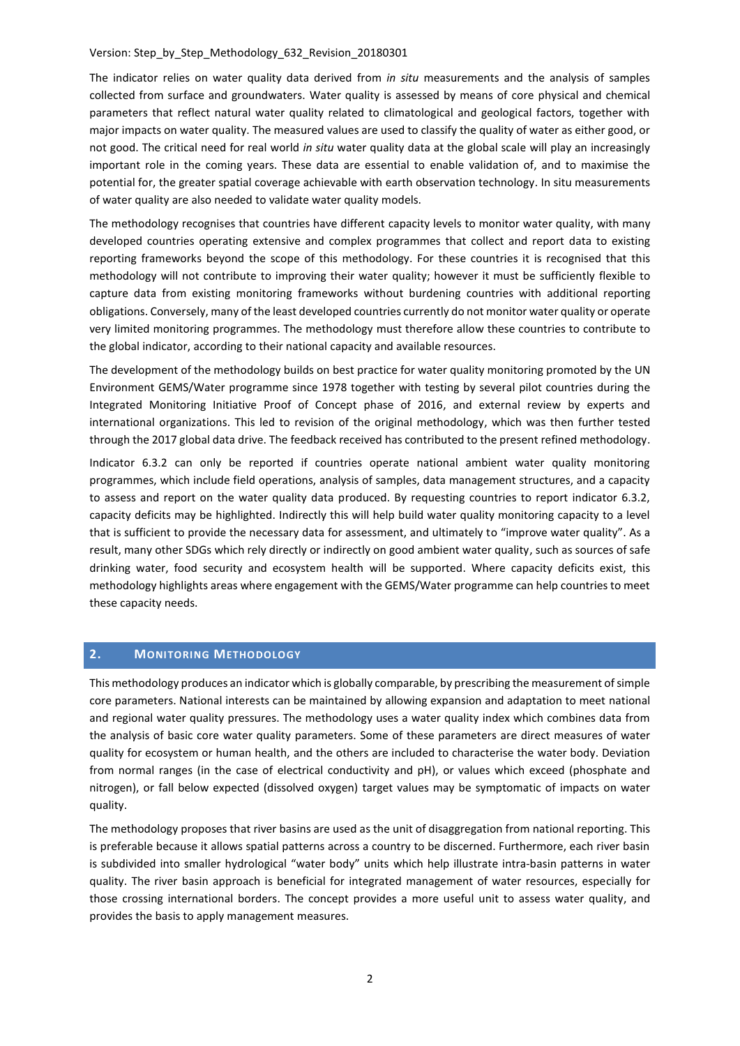The indicator relies on water quality data derived from *in situ* measurements and the analysis of samples collected from surface and groundwaters. Water quality is assessed by means of core physical and chemical parameters that reflect natural water quality related to climatological and geological factors, together with major impacts on water quality. The measured values are used to classify the quality of water as either good, or not good. The critical need for real world *in situ* water quality data at the global scale will play an increasingly important role in the coming years. These data are essential to enable validation of, and to maximise the potential for, the greater spatial coverage achievable with earth observation technology. In situ measurements of water quality are also needed to validate water quality models.

The methodology recognises that countries have different capacity levels to monitor water quality, with many developed countries operating extensive and complex programmes that collect and report data to existing reporting frameworks beyond the scope of this methodology. For these countries it is recognised that this methodology will not contribute to improving their water quality; however it must be sufficiently flexible to capture data from existing monitoring frameworks without burdening countries with additional reporting obligations. Conversely, many of the least developed countries currently do not monitor water quality or operate very limited monitoring programmes. The methodology must therefore allow these countries to contribute to the global indicator, according to their national capacity and available resources.

The development of the methodology builds on best practice for water quality monitoring promoted by the UN Environment GEMS/Water programme since 1978 together with testing by several pilot countries during the Integrated Monitoring Initiative Proof of Concept phase of 2016, and external review by experts and international organizations. This led to revision of the original methodology, which was then further tested through the 2017 global data drive. The feedback received has contributed to the present refined methodology.

Indicator 6.3.2 can only be reported if countries operate national ambient water quality monitoring programmes, which include field operations, analysis of samples, data management structures, and a capacity to assess and report on the water quality data produced. By requesting countries to report indicator 6.3.2, capacity deficits may be highlighted. Indirectly this will help build water quality monitoring capacity to a level that is sufficient to provide the necessary data for assessment, and ultimately to "improve water quality". As a result, many other SDGs which rely directly or indirectly on good ambient water quality, such as sources of safe drinking water, food security and ecosystem health will be supported. Where capacity deficits exist, this methodology highlights areas where engagement with the GEMS/Water programme can help countries to meet these capacity needs.

## 2. Monitoring Methodology

This methodology produces an indicator which is globally comparable, by prescribing the measurement of simple core parameters. National interests can be maintained by allowing expansion and adaptation to meet national and regional water quality pressures. The methodology uses a water quality index which combines data from the analysis of basic core water quality parameters. Some of these parameters are direct measures of water quality for ecosystem or human health, and the others are included to characterise the water body. Deviation from normal ranges (in the case of electrical conductivity and pH), or values which exceed (phosphate and nitrogen), or fall below expected (dissolved oxygen) target values may be symptomatic of impacts on water quality.

The methodology proposes that river basins are used as the unit of disaggregation from national reporting. This is preferable because it allows spatial patterns across a country to be discerned. Furthermore, each river basin is subdivided into smaller hydrological "water body" units which help illustrate intra-basin patterns in water quality. The river basin approach is beneficial for integrated management of water resources, especially for those crossing international borders. The concept provides a more useful unit to assess water quality, and provides the basis to apply management measures.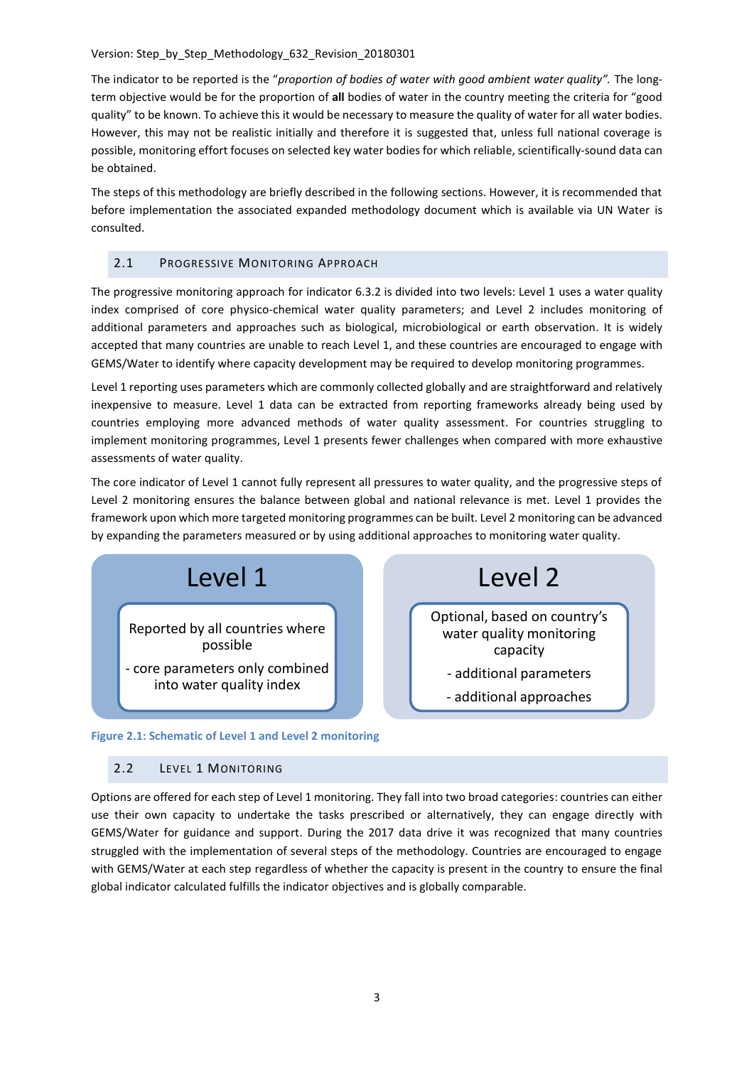Version: Step_by_Step_Methodology_632_Revision_20180301

The indicator to be reported is the "*proportion of bodies of water with good ambient water quality".* The long-term objective would be for the proportion of **all** bodies of water in the country meeting the criteria for "good quality" to be known. To achieve this it would be necessary to measure the quality of water for all water bodies. However, this may not be realistic initially and therefore it is suggested that, unless full national coverage is possible, monitoring effort focuses on selected key water bodies for which reliable, scientifically-sound data can be obtained.

The steps of this methodology are briefly described in the following sections. However, it is recommended that before implementation the associated expanded methodology document which is available via UN Water is consulted.

## 2.1 Progressive Monitoring Approach

The progressive monitoring approach for indicator 6.3.2 is divided into two levels: Level 1 uses a water quality index comprised of core physico-chemical water quality parameters; and Level 2 includes monitoring of additional parameters and approaches such as biological, microbiological or earth observation. It is widely accepted that many countries are unable to reach Level 1, and these countries are encouraged to engage with GEMS/Water to identify where capacity development may be required to develop monitoring programmes.

Level 1 reporting uses parameters which are commonly collected globally and are straightforward and relatively inexpensive to measure. Level 1 data can be extracted from reporting frameworks already being used by countries employing more advanced methods of water quality assessment. For countries struggling to implement monitoring programmes, Level 1 presents fewer challenges when compared with more exhaustive assessments of water quality.

The core indicator of Level 1 cannot fully represent all pressures to water quality, and the progressive steps of Level 2 monitoring ensures the balance between global and national relevance is met. Level 1 provides the framework upon which more targeted monitoring programmes can be built. Level 2 monitoring can be advanced by expanding the parameters measured or by using additional approaches to monitoring water quality.

| Level 1 | Level 2 |
| --- | --- |
| Reported by all countries where possible<br>- core parameters only combined into water quality index | Optional, based on country's water quality monitoring capacity<br>- additional parameters<br>- additional approaches |

Figure 2.1: Schematic of Level 1 and Level 2 monitoring

## 2.2 Level 1 Monitoring

Options are offered for each step of Level 1 monitoring. They fall into two broad categories: countries can either use their own capacity to undertake the tasks prescribed or alternatively, they can engage directly with GEMS/Water for guidance and support. During the 2017 data drive it was recognized that many countries struggled with the implementation of several steps of the methodology. Countries are encouraged to engage with GEMS/Water at each step regardless of whether the capacity is present in the country to ensure the final global indicator calculated fulfills the indicator objectives and is globally comparable.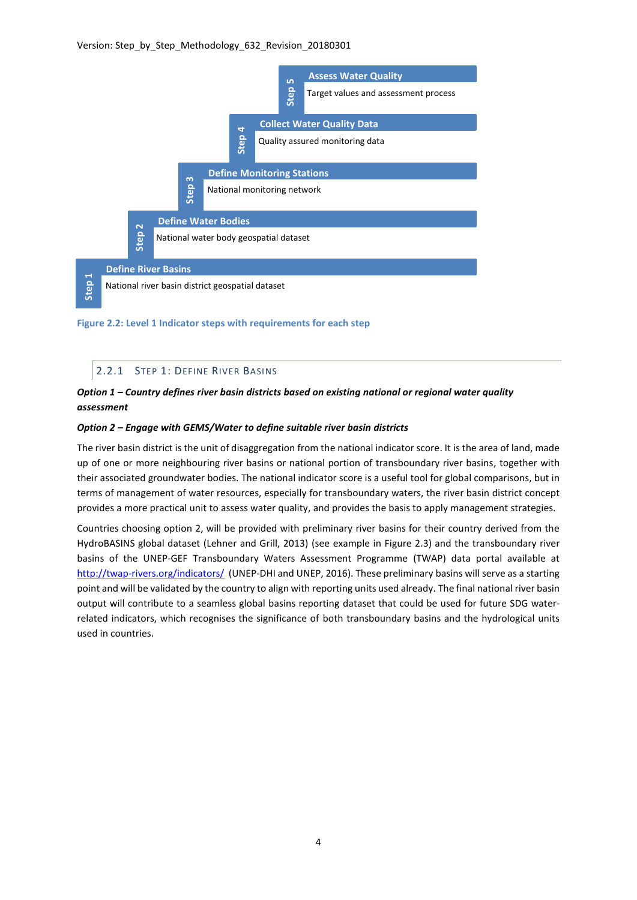Step 5 — **Assess Water Quality**
Target values and assessment process

Step 4 — **Collect Water Quality Data**
Quality assured monitoring data

Step 3 — **Define Monitoring Stations**
National monitoring network

Step 2 — **Define Water Bodies**
National water body geospatial dataset

Step 1 — **Define River Basins**
National river basin district geospatial dataset

**Figure 2.2: Level 1 Indicator steps with requirements for each step**

### 2.2.1 Step 1: Define River Basins

***Option 1 – Country defines river basin districts based on existing national or regional water quality assessment***

***Option 2 – Engage with GEMS/Water to define suitable river basin districts***

The river basin district is the unit of disaggregation from the national indicator score. It is the area of land, made up of one or more neighbouring river basins or national portion of transboundary river basins, together with their associated groundwater bodies. The national indicator score is a useful tool for global comparisons, but in terms of management of water resources, especially for transboundary waters, the river basin district concept provides a more practical unit to assess water quality, and provides the basis to apply management strategies.

Countries choosing option 2, will be provided with preliminary river basins for their country derived from the HydroBASINS global dataset (Lehner and Grill, 2013) (see example in Figure 2.3) and the transboundary river basins of the UNEP-GEF Transboundary Waters Assessment Programme (TWAP) data portal available at http://twap-rivers.org/indicators/ (UNEP-DHI and UNEP, 2016). These preliminary basins will serve as a starting point and will be validated by the country to align with reporting units used already. The final national river basin output will contribute to a seamless global basins reporting dataset that could be used for future SDG water-related indicators, which recognises the significance of both transboundary basins and the hydrological units used in countries.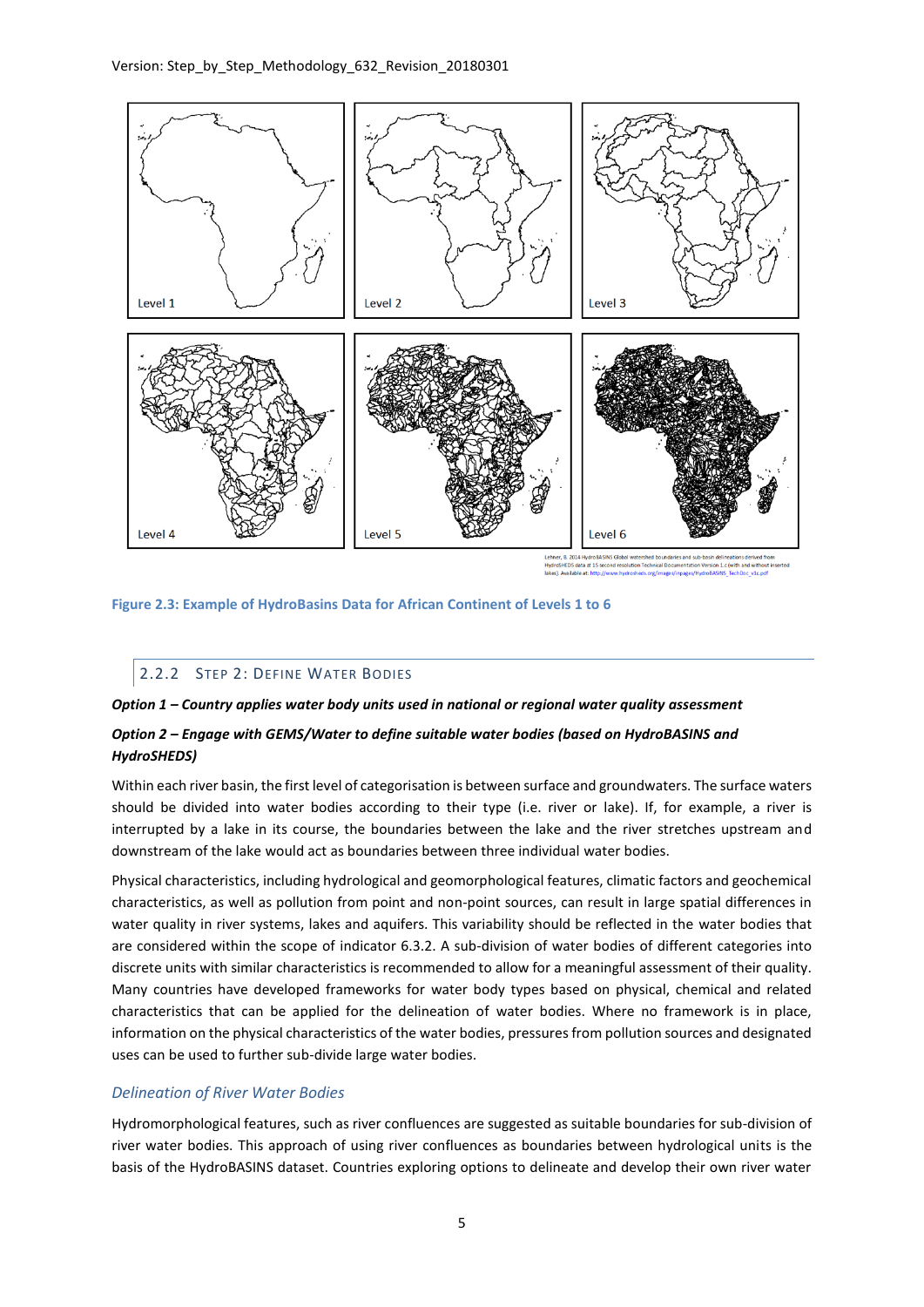Level 1 | Level 2 | Level 3

Level 4 | Level 5 | Level 6

Lehner, B. 2014 HydroBASINS Global watershed boundaries and sub-basin delineations derived from HydroSHEDS data at 15 second resolution Technical Documentation Version 1.c (with and without inserted lakes). Available at: http://www.hydrosheds.org/images/inpages/HydroBASINS_TechDoc_v1c.pdf

**Figure 2.3: Example of HydroBasins Data for African Continent of Levels 1 to 6**

### 2.2.2 Step 2: Define Water Bodies

***Option 1 – Country applies water body units used in national or regional water quality assessment***

***Option 2 – Engage with GEMS/Water to define suitable water bodies (based on HydroBASINS and HydroSHEDS)***

Within each river basin, the first level of categorisation is between surface and groundwaters. The surface waters should be divided into water bodies according to their type (i.e. river or lake). If, for example, a river is interrupted by a lake in its course, the boundaries between the lake and the river stretches upstream and downstream of the lake would act as boundaries between three individual water bodies.

Physical characteristics, including hydrological and geomorphological features, climatic factors and geochemical characteristics, as well as pollution from point and non-point sources, can result in large spatial differences in water quality in river systems, lakes and aquifers. This variability should be reflected in the water bodies that are considered within the scope of indicator 6.3.2. A sub-division of water bodies of different categories into discrete units with similar characteristics is recommended to allow for a meaningful assessment of their quality. Many countries have developed frameworks for water body types based on physical, chemical and related characteristics that can be applied for the delineation of water bodies. Where no framework is in place, information on the physical characteristics of the water bodies, pressures from pollution sources and designated uses can be used to further sub-divide large water bodies.

#### *Delineation of River Water Bodies*

Hydromorphological features, such as river confluences are suggested as suitable boundaries for sub-division of river water bodies. This approach of using river confluences as boundaries between hydrological units is the basis of the HydroBASINS dataset. Countries exploring options to delineate and develop their own river water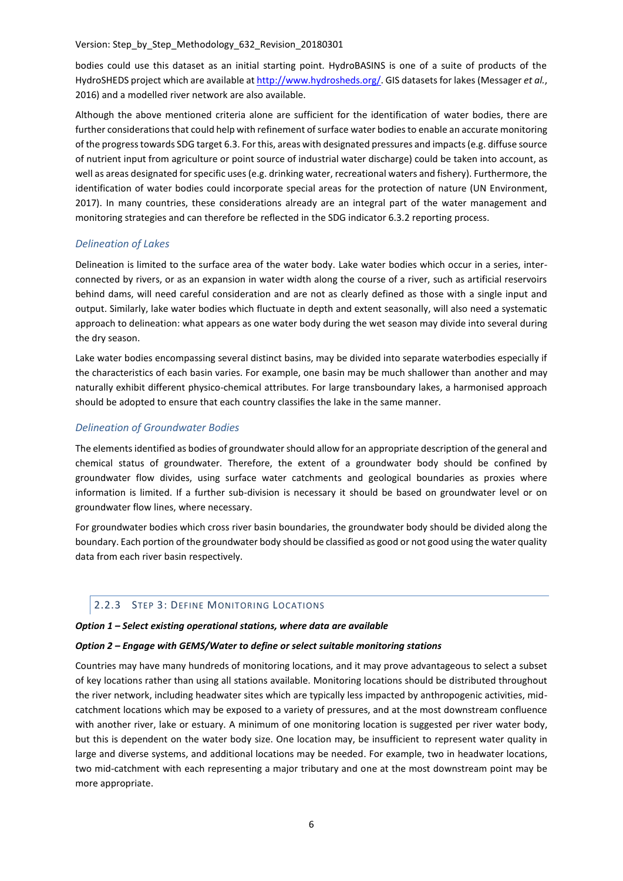bodies could use this dataset as an initial starting point. HydroBASINS is one of a suite of products of the HydroSHEDS project which are available at http://www.hydrosheds.org/. GIS datasets for lakes (Messager *et al.*, 2016) and a modelled river network are also available.

Although the above mentioned criteria alone are sufficient for the identification of water bodies, there are further considerations that could help with refinement of surface water bodies to enable an accurate monitoring of the progress towards SDG target 6.3. For this, areas with designated pressures and impacts (e.g. diffuse source of nutrient input from agriculture or point source of industrial water discharge) could be taken into account, as well as areas designated for specific uses (e.g. drinking water, recreational waters and fishery). Furthermore, the identification of water bodies could incorporate special areas for the protection of nature (UN Environment, 2017). In many countries, these considerations already are an integral part of the water management and monitoring strategies and can therefore be reflected in the SDG indicator 6.3.2 reporting process.

#### *Delineation of Lakes*

Delineation is limited to the surface area of the water body. Lake water bodies which occur in a series, inter-connected by rivers, or as an expansion in water width along the course of a river, such as artificial reservoirs behind dams, will need careful consideration and are not as clearly defined as those with a single input and output. Similarly, lake water bodies which fluctuate in depth and extent seasonally, will also need a systematic approach to delineation: what appears as one water body during the wet season may divide into several during the dry season.

Lake water bodies encompassing several distinct basins, may be divided into separate waterbodies especially if the characteristics of each basin varies. For example, one basin may be much shallower than another and may naturally exhibit different physico-chemical attributes. For large transboundary lakes, a harmonised approach should be adopted to ensure that each country classifies the lake in the same manner.

#### *Delineation of Groundwater Bodies*

The elements identified as bodies of groundwater should allow for an appropriate description of the general and chemical status of groundwater. Therefore, the extent of a groundwater body should be confined by groundwater flow divides, using surface water catchments and geological boundaries as proxies where information is limited. If a further sub-division is necessary it should be based on groundwater level or on groundwater flow lines, where necessary.

For groundwater bodies which cross river basin boundaries, the groundwater body should be divided along the boundary. Each portion of the groundwater body should be classified as good or not good using the water quality data from each river basin respectively.

### 2.2.3 Step 3: Define Monitoring Locations

***Option 1 – Select existing operational stations, where data are available***

***Option 2 – Engage with GEMS/Water to define or select suitable monitoring stations***

Countries may have many hundreds of monitoring locations, and it may prove advantageous to select a subset of key locations rather than using all stations available. Monitoring locations should be distributed throughout the river network, including headwater sites which are typically less impacted by anthropogenic activities, mid-catchment locations which may be exposed to a variety of pressures, and at the most downstream confluence with another river, lake or estuary. A minimum of one monitoring location is suggested per river water body, but this is dependent on the water body size. One location may, be insufficient to represent water quality in large and diverse systems, and additional locations may be needed. For example, two in headwater locations, two mid-catchment with each representing a major tributary and one at the most downstream point may be more appropriate.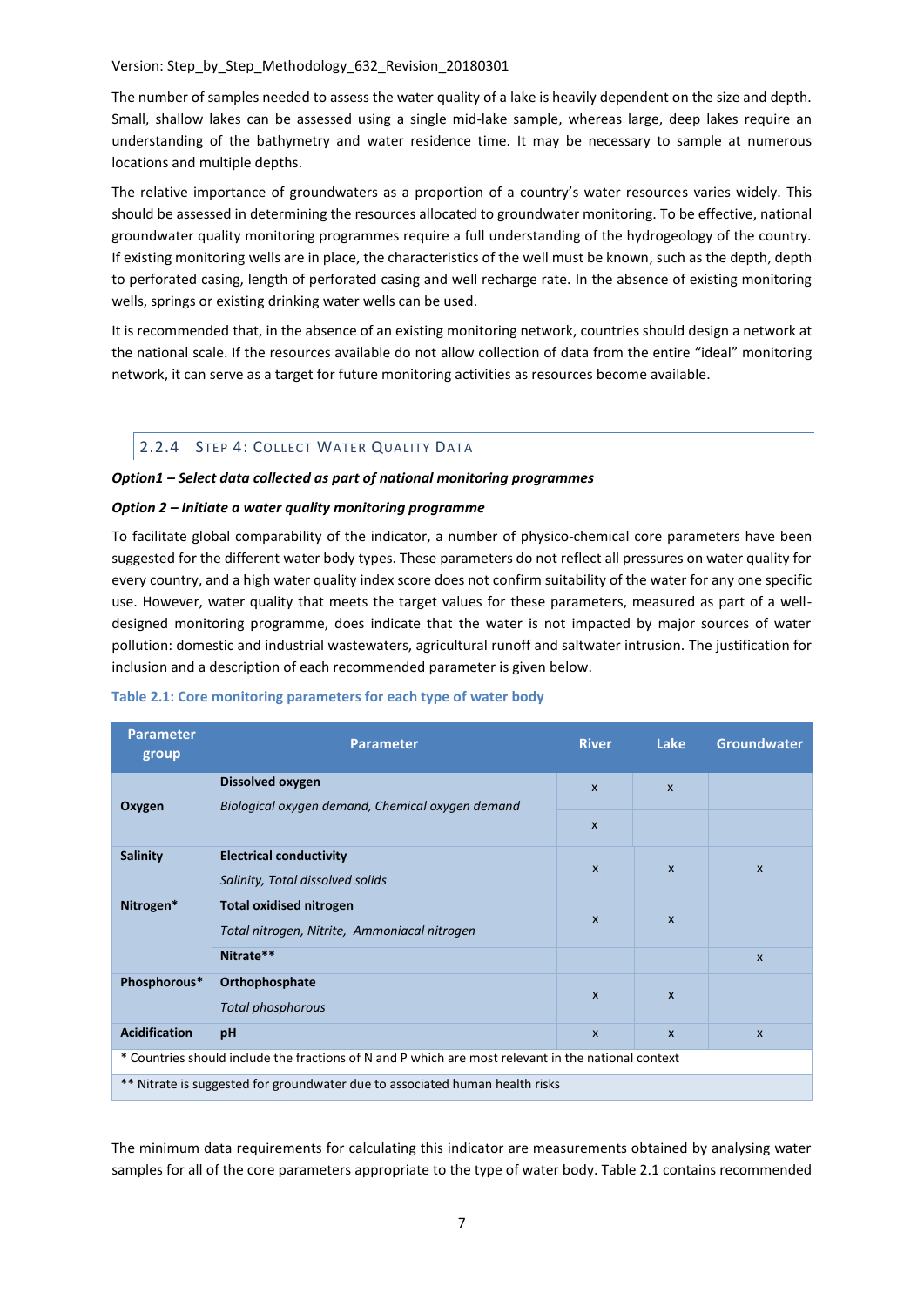The number of samples needed to assess the water quality of a lake is heavily dependent on the size and depth. Small, shallow lakes can be assessed using a single mid-lake sample, whereas large, deep lakes require an understanding of the bathymetry and water residence time. It may be necessary to sample at numerous locations and multiple depths.

The relative importance of groundwaters as a proportion of a country's water resources varies widely. This should be assessed in determining the resources allocated to groundwater monitoring. To be effective, national groundwater quality monitoring programmes require a full understanding of the hydrogeology of the country. If existing monitoring wells are in place, the characteristics of the well must be known, such as the depth, depth to perforated casing, length of perforated casing and well recharge rate. In the absence of existing monitoring wells, springs or existing drinking water wells can be used.

It is recommended that, in the absence of an existing monitoring network, countries should design a network at the national scale. If the resources available do not allow collection of data from the entire "ideal" monitoring network, it can serve as a target for future monitoring activities as resources become available.

### 2.2.4 Step 4: Collect Water Quality Data

***Option1 – Select data collected as part of national monitoring programmes***

***Option 2 – Initiate a water quality monitoring programme***

To facilitate global comparability of the indicator, a number of physico-chemical core parameters have been suggested for the different water body types. These parameters do not reflect all pressures on water quality for every country, and a high water quality index score does not confirm suitability of the water for any one specific use. However, water quality that meets the target values for these parameters, measured as part of a well-designed monitoring programme, does indicate that the water is not impacted by major sources of water pollution: domestic and industrial wastewaters, agricultural runoff and saltwater intrusion. The justification for inclusion and a description of each recommended parameter is given below.

**Table 2.1: Core monitoring parameters for each type of water body**

| Parameter group | Parameter | River | Lake | Groundwater |
|---|---|---|---|---|
| **Oxygen** | **Dissolved oxygen** | x | x | |
| | *Biological oxygen demand, Chemical oxygen demand* | x | | |
| **Salinity** | **Electrical conductivity**<br>*Salinity, Total dissolved solids* | x | x | x |
| **Nitrogen*** | **Total oxidised nitrogen**<br>*Total nitrogen, Nitrite, Ammoniacal nitrogen* | x | x | |
| | **Nitrate**** | | | x |
| **Phosphorous*** | **Orthophosphate**<br>*Total phosphorous* | x | x | |
| **Acidification** | **pH** | x | x | x |

\* Countries should include the fractions of N and P which are most relevant in the national context

** Nitrate is suggested for groundwater due to associated human health risks

The minimum data requirements for calculating this indicator are measurements obtained by analysing water samples for all of the core parameters appropriate to the type of water body. Table 2.1 contains recommended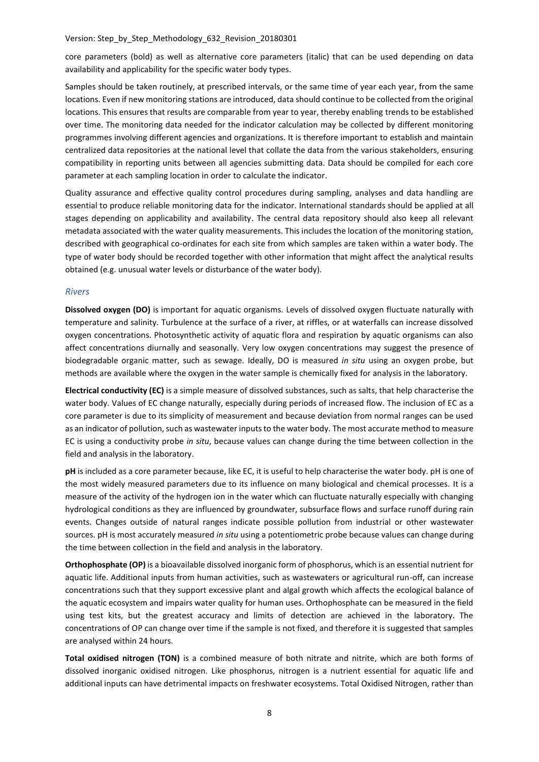core parameters (bold) as well as alternative core parameters (italic) that can be used depending on data availability and applicability for the specific water body types.

Samples should be taken routinely, at prescribed intervals, or the same time of year each year, from the same locations. Even if new monitoring stations are introduced, data should continue to be collected from the original locations. This ensures that results are comparable from year to year, thereby enabling trends to be established over time. The monitoring data needed for the indicator calculation may be collected by different monitoring programmes involving different agencies and organizations. It is therefore important to establish and maintain centralized data repositories at the national level that collate the data from the various stakeholders, ensuring compatibility in reporting units between all agencies submitting data. Data should be compiled for each core parameter at each sampling location in order to calculate the indicator.

Quality assurance and effective quality control procedures during sampling, analyses and data handling are essential to produce reliable monitoring data for the indicator. International standards should be applied at all stages depending on applicability and availability. The central data repository should also keep all relevant metadata associated with the water quality measurements. This includes the location of the monitoring station, described with geographical co-ordinates for each site from which samples are taken within a water body. The type of water body should be recorded together with other information that might affect the analytical results obtained (e.g. unusual water levels or disturbance of the water body).

### *Rivers*

**Dissolved oxygen (DO)** is important for aquatic organisms. Levels of dissolved oxygen fluctuate naturally with temperature and salinity. Turbulence at the surface of a river, at riffles, or at waterfalls can increase dissolved oxygen concentrations. Photosynthetic activity of aquatic flora and respiration by aquatic organisms can also affect concentrations diurnally and seasonally. Very low oxygen concentrations may suggest the presence of biodegradable organic matter, such as sewage. Ideally, DO is measured *in situ* using an oxygen probe, but methods are available where the oxygen in the water sample is chemically fixed for analysis in the laboratory.

**Electrical conductivity (EC)** is a simple measure of dissolved substances, such as salts, that help characterise the water body. Values of EC change naturally, especially during periods of increased flow. The inclusion of EC as a core parameter is due to its simplicity of measurement and because deviation from normal ranges can be used as an indicator of pollution, such as wastewater inputs to the water body. The most accurate method to measure EC is using a conductivity probe *in situ*, because values can change during the time between collection in the field and analysis in the laboratory.

**pH** is included as a core parameter because, like EC, it is useful to help characterise the water body. pH is one of the most widely measured parameters due to its influence on many biological and chemical processes. It is a measure of the activity of the hydrogen ion in the water which can fluctuate naturally especially with changing hydrological conditions as they are influenced by groundwater, subsurface flows and surface runoff during rain events. Changes outside of natural ranges indicate possible pollution from industrial or other wastewater sources. pH is most accurately measured *in situ* using a potentiometric probe because values can change during the time between collection in the field and analysis in the laboratory.

**Orthophosphate (OP)** is a bioavailable dissolved inorganic form of phosphorus, which is an essential nutrient for aquatic life. Additional inputs from human activities, such as wastewaters or agricultural run-off, can increase concentrations such that they support excessive plant and algal growth which affects the ecological balance of the aquatic ecosystem and impairs water quality for human uses. Orthophosphate can be measured in the field using test kits, but the greatest accuracy and limits of detection are achieved in the laboratory. The concentrations of OP can change over time if the sample is not fixed, and therefore it is suggested that samples are analysed within 24 hours.

**Total oxidised nitrogen (TON)** is a combined measure of both nitrate and nitrite, which are both forms of dissolved inorganic oxidised nitrogen. Like phosphorus, nitrogen is a nutrient essential for aquatic life and additional inputs can have detrimental impacts on freshwater ecosystems. Total Oxidised Nitrogen, rather than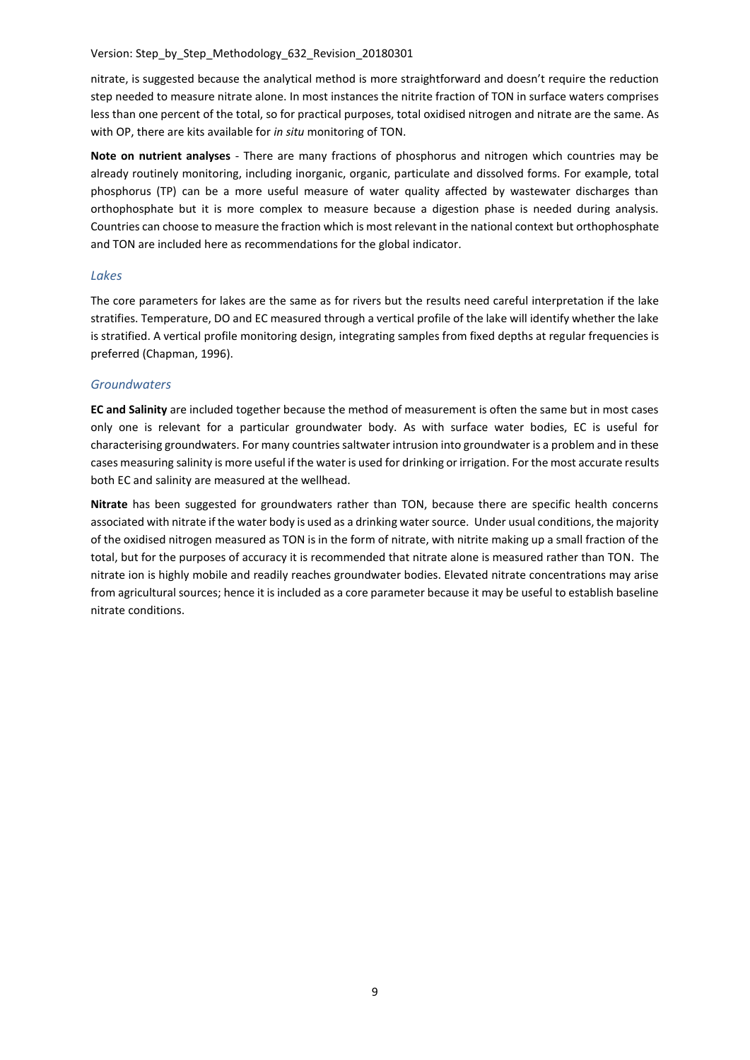nitrate, is suggested because the analytical method is more straightforward and doesn't require the reduction step needed to measure nitrate alone. In most instances the nitrite fraction of TON in surface waters comprises less than one percent of the total, so for practical purposes, total oxidised nitrogen and nitrate are the same. As with OP, there are kits available for *in situ* monitoring of TON.

**Note on nutrient analyses** - There are many fractions of phosphorus and nitrogen which countries may be already routinely monitoring, including inorganic, organic, particulate and dissolved forms. For example, total phosphorus (TP) can be a more useful measure of water quality affected by wastewater discharges than orthophosphate but it is more complex to measure because a digestion phase is needed during analysis. Countries can choose to measure the fraction which is most relevant in the national context but orthophosphate and TON are included here as recommendations for the global indicator.

### *Lakes*

The core parameters for lakes are the same as for rivers but the results need careful interpretation if the lake stratifies. Temperature, DO and EC measured through a vertical profile of the lake will identify whether the lake is stratified. A vertical profile monitoring design, integrating samples from fixed depths at regular frequencies is preferred (Chapman, 1996).

### *Groundwaters*

**EC and Salinity** are included together because the method of measurement is often the same but in most cases only one is relevant for a particular groundwater body. As with surface water bodies, EC is useful for characterising groundwaters. For many countries saltwater intrusion into groundwater is a problem and in these cases measuring salinity is more useful if the water is used for drinking or irrigation. For the most accurate results both EC and salinity are measured at the wellhead.

**Nitrate** has been suggested for groundwaters rather than TON, because there are specific health concerns associated with nitrate if the water body is used as a drinking water source. Under usual conditions, the majority of the oxidised nitrogen measured as TON is in the form of nitrate, with nitrite making up a small fraction of the total, but for the purposes of accuracy it is recommended that nitrate alone is measured rather than TON. The nitrate ion is highly mobile and readily reaches groundwater bodies. Elevated nitrate concentrations may arise from agricultural sources; hence it is included as a core parameter because it may be useful to establish baseline nitrate conditions.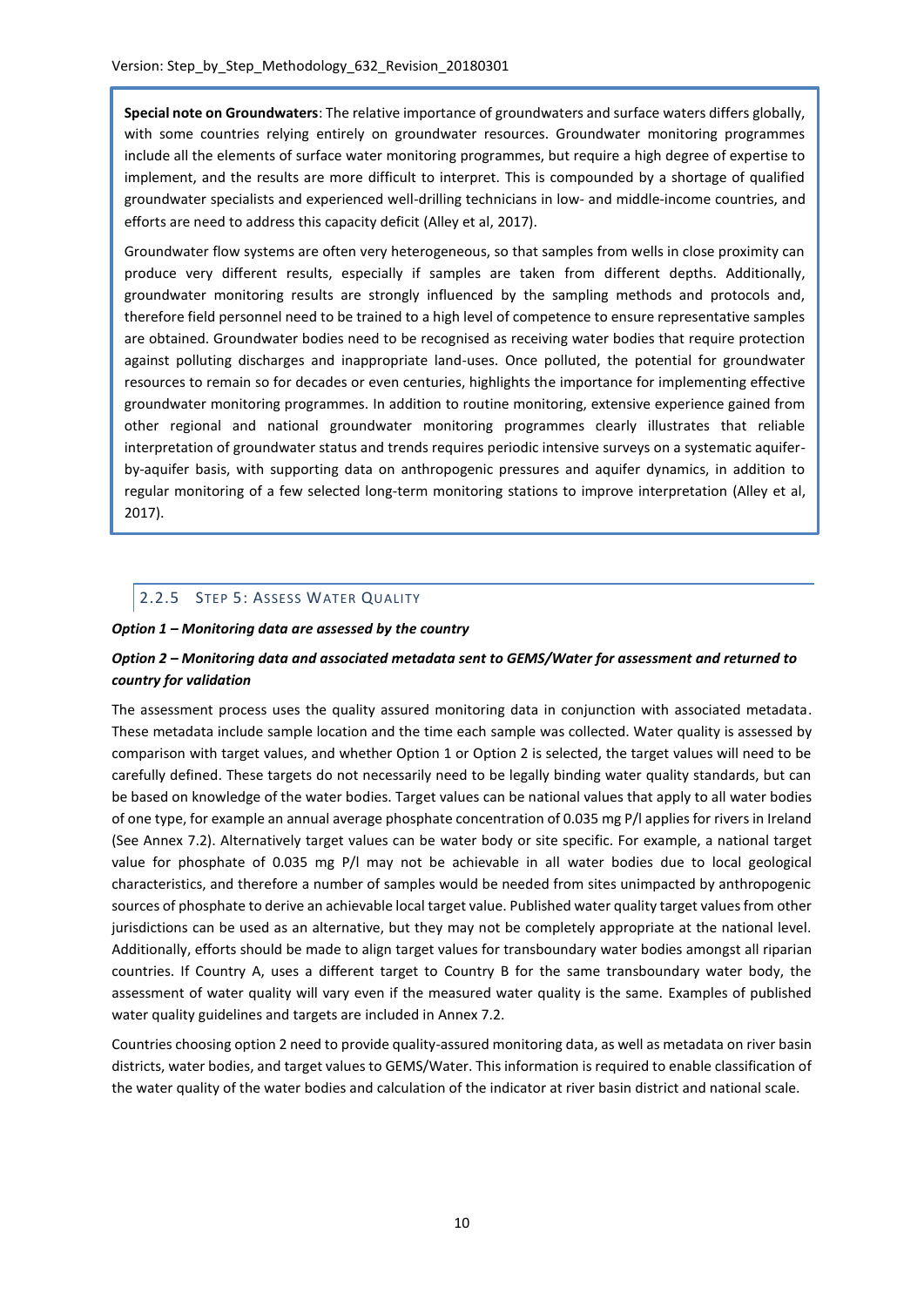**Special note on Groundwaters**: The relative importance of groundwaters and surface waters differs globally, with some countries relying entirely on groundwater resources. Groundwater monitoring programmes include all the elements of surface water monitoring programmes, but require a high degree of expertise to implement, and the results are more difficult to interpret. This is compounded by a shortage of qualified groundwater specialists and experienced well-drilling technicians in low- and middle-income countries, and efforts are need to address this capacity deficit (Alley et al, 2017).

Groundwater flow systems are often very heterogeneous, so that samples from wells in close proximity can produce very different results, especially if samples are taken from different depths. Additionally, groundwater monitoring results are strongly influenced by the sampling methods and protocols and, therefore field personnel need to be trained to a high level of competence to ensure representative samples are obtained. Groundwater bodies need to be recognised as receiving water bodies that require protection against polluting discharges and inappropriate land-uses. Once polluted, the potential for groundwater resources to remain so for decades or even centuries, highlights the importance for implementing effective groundwater monitoring programmes. In addition to routine monitoring, extensive experience gained from other regional and national groundwater monitoring programmes clearly illustrates that reliable interpretation of groundwater status and trends requires periodic intensive surveys on a systematic aquifer-by-aquifer basis, with supporting data on anthropogenic pressures and aquifer dynamics, in addition to regular monitoring of a few selected long-term monitoring stations to improve interpretation (Alley et al, 2017).

### 2.2.5 Step 5: Assess Water Quality

***Option 1 – Monitoring data are assessed by the country***

***Option 2 – Monitoring data and associated metadata sent to GEMS/Water for assessment and returned to country for validation***

The assessment process uses the quality assured monitoring data in conjunction with associated metadata. These metadata include sample location and the time each sample was collected. Water quality is assessed by comparison with target values, and whether Option 1 or Option 2 is selected, the target values will need to be carefully defined. These targets do not necessarily need to be legally binding water quality standards, but can be based on knowledge of the water bodies. Target values can be national values that apply to all water bodies of one type, for example an annual average phosphate concentration of 0.035 mg P/l applies for rivers in Ireland (See Annex 7.2). Alternatively target values can be water body or site specific. For example, a national target value for phosphate of 0.035 mg P/l may not be achievable in all water bodies due to local geological characteristics, and therefore a number of samples would be needed from sites unimpacted by anthropogenic sources of phosphate to derive an achievable local target value. Published water quality target values from other jurisdictions can be used as an alternative, but they may not be completely appropriate at the national level. Additionally, efforts should be made to align target values for transboundary water bodies amongst all riparian countries. If Country A, uses a different target to Country B for the same transboundary water body, the assessment of water quality will vary even if the measured water quality is the same. Examples of published water quality guidelines and targets are included in Annex 7.2.

Countries choosing option 2 need to provide quality-assured monitoring data, as well as metadata on river basin districts, water bodies, and target values to GEMS/Water. This information is required to enable classification of the water quality of the water bodies and calculation of the indicator at river basin district and national scale.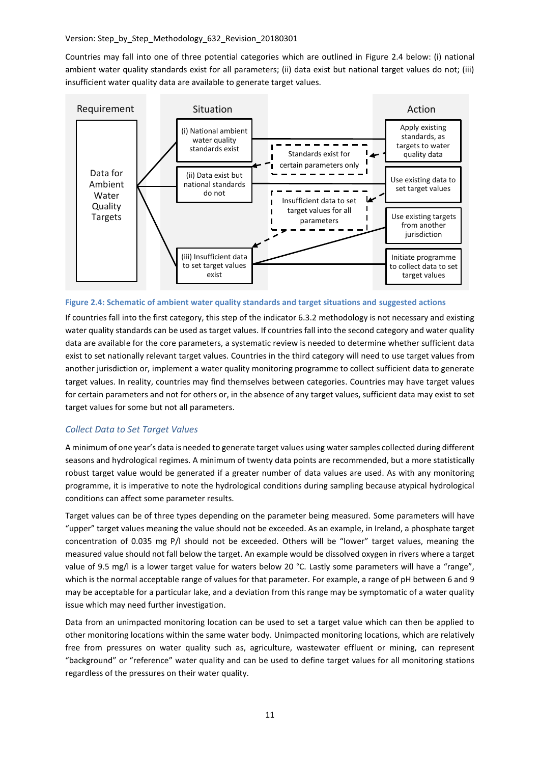Countries may fall into one of three potential categories which are outlined in Figure 2.4 below: (i) national ambient water quality standards exist for all parameters; (ii) data exist but national target values do not; (iii) insufficient water quality data are available to generate target values.

**Figure 2.4: Schematic of ambient water quality standards and target situations and suggested actions**

If countries fall into the first category, this step of the indicator 6.3.2 methodology is not necessary and existing water quality standards can be used as target values. If countries fall into the second category and water quality data are available for the core parameters, a systematic review is needed to determine whether sufficient data exist to set nationally relevant target values. Countries in the third category will need to use target values from another jurisdiction or, implement a water quality monitoring programme to collect sufficient data to generate target values. In reality, countries may find themselves between categories. Countries may have target values for certain parameters and not for others or, in the absence of any target values, sufficient data may exist to set target values for some but not all parameters.

### *Collect Data to Set Target Values*

A minimum of one year's data is needed to generate target values using water samples collected during different seasons and hydrological regimes. A minimum of twenty data points are recommended, but a more statistically robust target value would be generated if a greater number of data values are used. As with any monitoring programme, it is imperative to note the hydrological conditions during sampling because atypical hydrological conditions can affect some parameter results.

Target values can be of three types depending on the parameter being measured. Some parameters will have "upper" target values meaning the value should not be exceeded. As an example, in Ireland, a phosphate target concentration of 0.035 mg P/l should not be exceeded. Others will be "lower" target values, meaning the measured value should not fall below the target. An example would be dissolved oxygen in rivers where a target value of 9.5 mg/l is a lower target value for waters below 20 °C. Lastly some parameters will have a "range", which is the normal acceptable range of values for that parameter. For example, a range of pH between 6 and 9 may be acceptable for a particular lake, and a deviation from this range may be symptomatic of a water quality issue which may need further investigation.

Data from an unimpacted monitoring location can be used to set a target value which can then be applied to other monitoring locations within the same water body. Unimpacted monitoring locations, which are relatively free from pressures on water quality such as, agriculture, wastewater effluent or mining, can represent "background" or "reference" water quality and can be used to define target values for all monitoring stations regardless of the pressures on their water quality.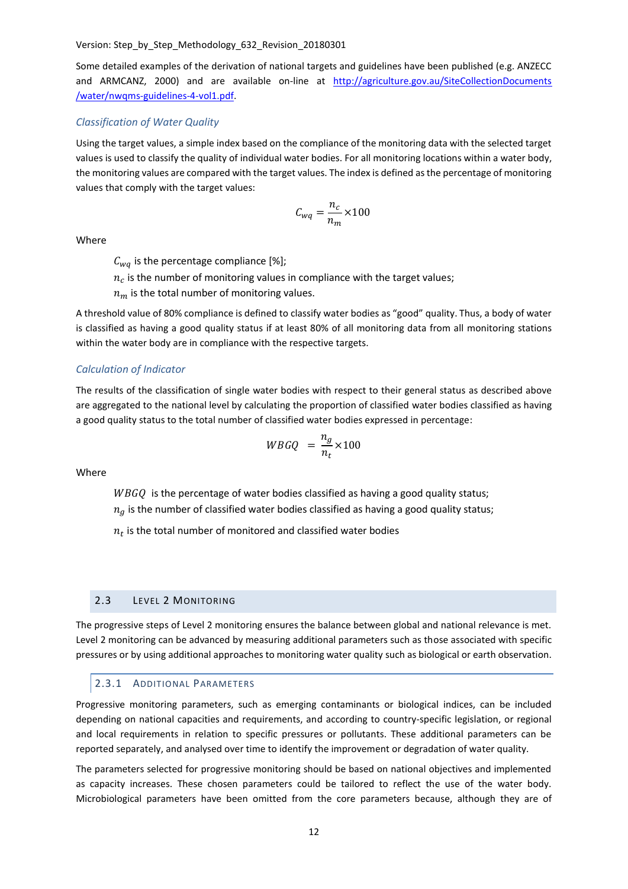Some detailed examples of the derivation of national targets and guidelines have been published (e.g. ANZECC and ARMCANZ, 2000) and are available on-line at [http://agriculture.gov.au/SiteCollectionDocuments/water/nwqms-guidelines-4-vol1.pdf](http://agriculture.gov.au/SiteCollectionDocuments/water/nwqms-guidelines-4-vol1.pdf).

*Classification of Water Quality*

Using the target values, a simple index based on the compliance of the monitoring data with the selected target values is used to classify the quality of individual water bodies. For all monitoring locations within a water body, the monitoring values are compared with the target values. The index is defined as the percentage of monitoring values that comply with the target values:

$$C_{wq} = \frac{n_c}{n_m} \times 100$$

Where

- $C_{wq}$ is the percentage compliance [%];
- $n_c$ is the number of monitoring values in compliance with the target values;
- $n_m$ is the total number of monitoring values.

A threshold value of 80% compliance is defined to classify water bodies as "good" quality. Thus, a body of water is classified as having a good quality status if at least 80% of all monitoring data from all monitoring stations within the water body are in compliance with the respective targets.

*Calculation of Indicator*

The results of the classification of single water bodies with respect to their general status as described above are aggregated to the national level by calculating the proportion of classified water bodies classified as having a good quality status to the total number of classified water bodies expressed in percentage:

$$WBGQ = \frac{n_g}{n_t} \times 100$$

Where

- $WBGQ$ is the percentage of water bodies classified as having a good quality status;
- $n_g$ is the number of classified water bodies classified as having a good quality status;
- $n_t$ is the total number of monitored and classified water bodies

## 2.3 Level 2 Monitoring

The progressive steps of Level 2 monitoring ensures the balance between global and national relevance is met. Level 2 monitoring can be advanced by measuring additional parameters such as those associated with specific pressures or by using additional approaches to monitoring water quality such as biological or earth observation.

### 2.3.1 Additional Parameters

Progressive monitoring parameters, such as emerging contaminants or biological indices, can be included depending on national capacities and requirements, and according to country-specific legislation, or regional and local requirements in relation to specific pressures or pollutants. These additional parameters can be reported separately, and analysed over time to identify the improvement or degradation of water quality.

The parameters selected for progressive monitoring should be based on national objectives and implemented as capacity increases. These chosen parameters could be tailored to reflect the use of the water body. Microbiological parameters have been omitted from the core parameters because, although they are of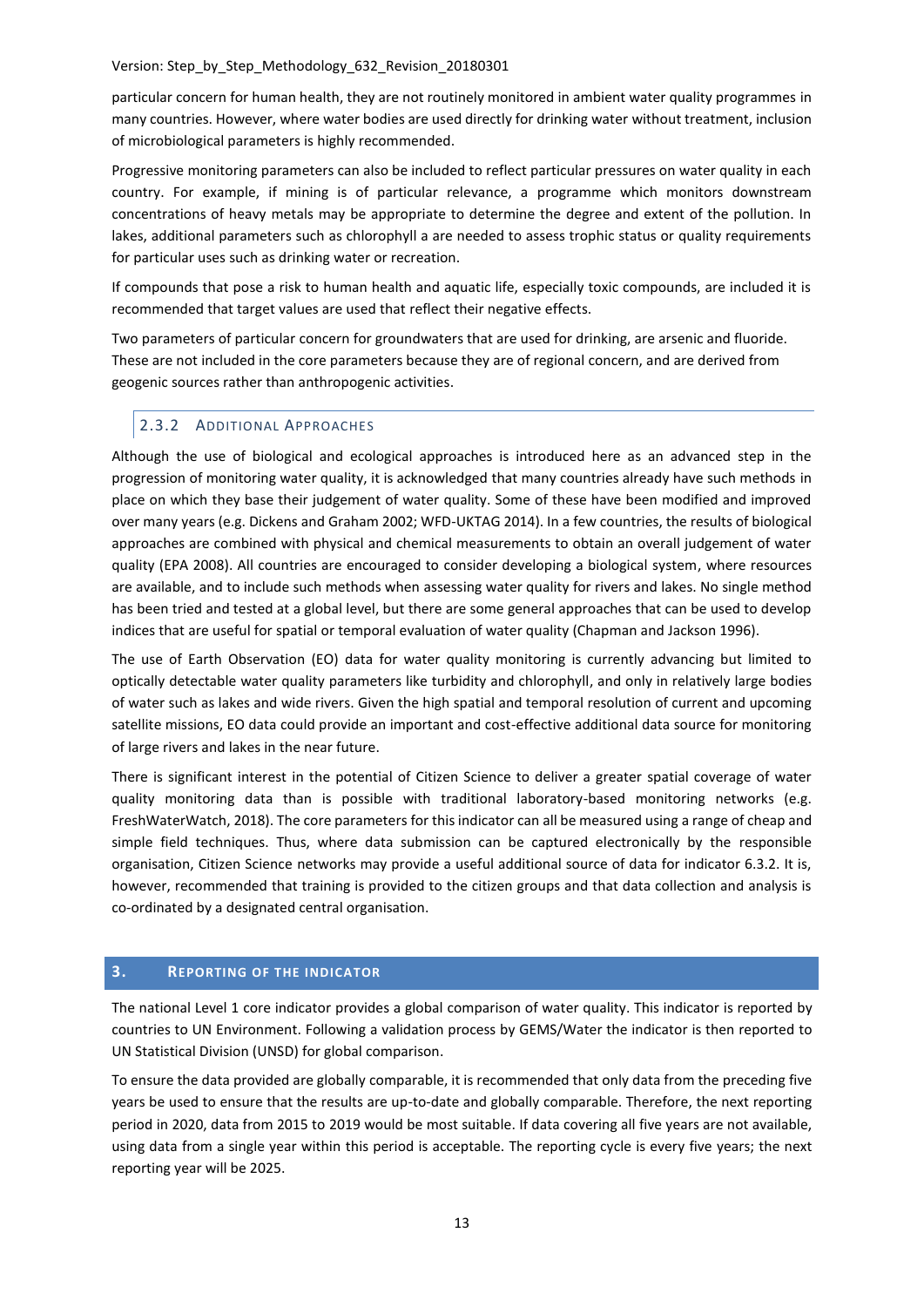particular concern for human health, they are not routinely monitored in ambient water quality programmes in many countries. However, where water bodies are used directly for drinking water without treatment, inclusion of microbiological parameters is highly recommended.

Progressive monitoring parameters can also be included to reflect particular pressures on water quality in each country. For example, if mining is of particular relevance, a programme which monitors downstream concentrations of heavy metals may be appropriate to determine the degree and extent of the pollution. In lakes, additional parameters such as chlorophyll a are needed to assess trophic status or quality requirements for particular uses such as drinking water or recreation.

If compounds that pose a risk to human health and aquatic life, especially toxic compounds, are included it is recommended that target values are used that reflect their negative effects.

Two parameters of particular concern for groundwaters that are used for drinking, are arsenic and fluoride. These are not included in the core parameters because they are of regional concern, and are derived from geogenic sources rather than anthropogenic activities.

### 2.3.2 Additional Approaches

Although the use of biological and ecological approaches is introduced here as an advanced step in the progression of monitoring water quality, it is acknowledged that many countries already have such methods in place on which they base their judgement of water quality. Some of these have been modified and improved over many years (e.g. Dickens and Graham 2002; WFD-UKTAG 2014). In a few countries, the results of biological approaches are combined with physical and chemical measurements to obtain an overall judgement of water quality (EPA 2008). All countries are encouraged to consider developing a biological system, where resources are available, and to include such methods when assessing water quality for rivers and lakes. No single method has been tried and tested at a global level, but there are some general approaches that can be used to develop indices that are useful for spatial or temporal evaluation of water quality (Chapman and Jackson 1996).

The use of Earth Observation (EO) data for water quality monitoring is currently advancing but limited to optically detectable water quality parameters like turbidity and chlorophyll, and only in relatively large bodies of water such as lakes and wide rivers. Given the high spatial and temporal resolution of current and upcoming satellite missions, EO data could provide an important and cost-effective additional data source for monitoring of large rivers and lakes in the near future.

There is significant interest in the potential of Citizen Science to deliver a greater spatial coverage of water quality monitoring data than is possible with traditional laboratory-based monitoring networks (e.g. FreshWaterWatch, 2018). The core parameters for this indicator can all be measured using a range of cheap and simple field techniques. Thus, where data submission can be captured electronically by the responsible organisation, Citizen Science networks may provide a useful additional source of data for indicator 6.3.2. It is, however, recommended that training is provided to the citizen groups and that data collection and analysis is co-ordinated by a designated central organisation.

## 3. Reporting of the Indicator

The national Level 1 core indicator provides a global comparison of water quality. This indicator is reported by countries to UN Environment. Following a validation process by GEMS/Water the indicator is then reported to UN Statistical Division (UNSD) for global comparison.

To ensure the data provided are globally comparable, it is recommended that only data from the preceding five years be used to ensure that the results are up-to-date and globally comparable. Therefore, the next reporting period in 2020, data from 2015 to 2019 would be most suitable. If data covering all five years are not available, using data from a single year within this period is acceptable. The reporting cycle is every five years; the next reporting year will be 2025.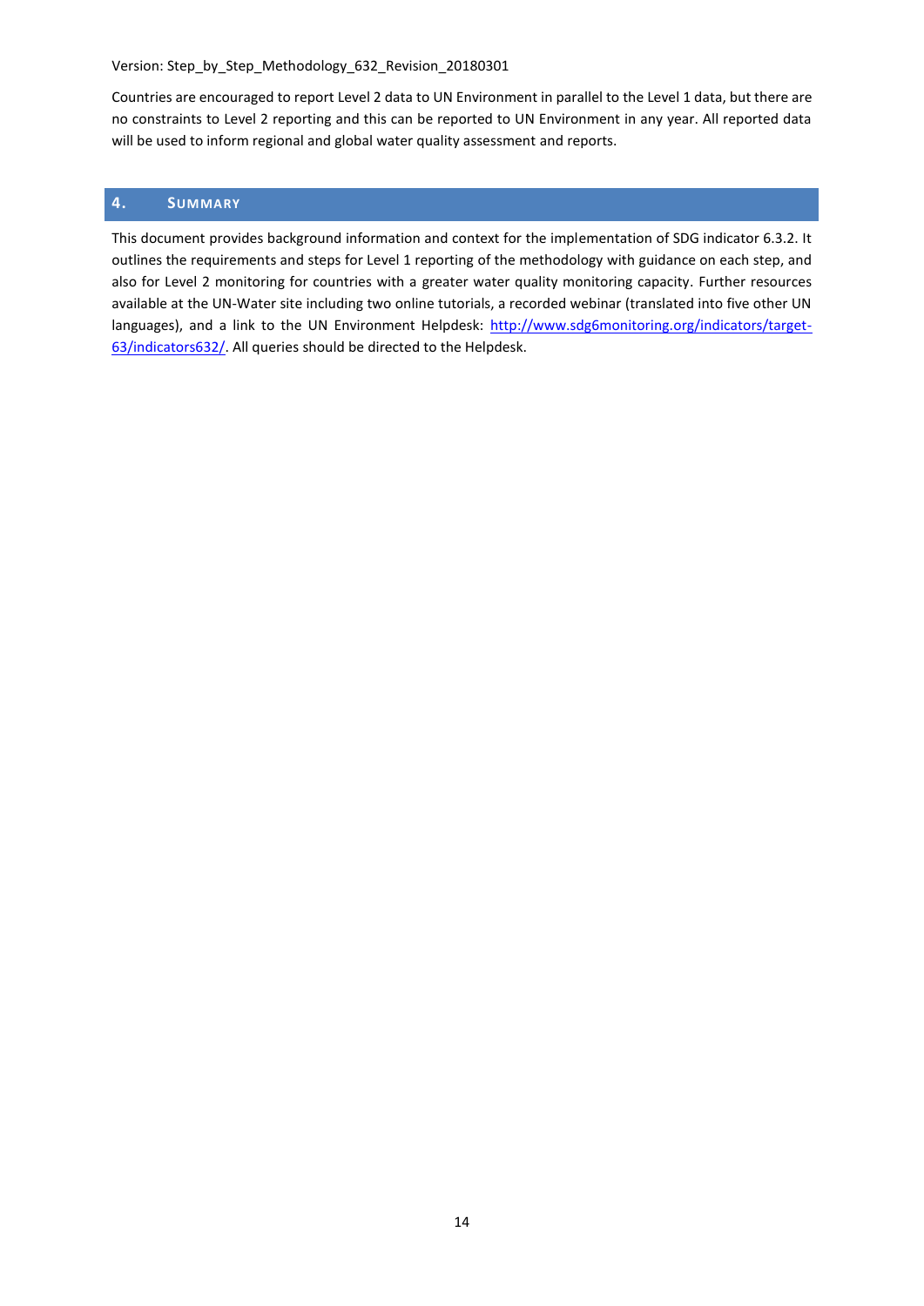Countries are encouraged to report Level 2 data to UN Environment in parallel to the Level 1 data, but there are no constraints to Level 2 reporting and this can be reported to UN Environment in any year. All reported data will be used to inform regional and global water quality assessment and reports.

## 4. Summary

This document provides background information and context for the implementation of SDG indicator 6.3.2. It outlines the requirements and steps for Level 1 reporting of the methodology with guidance on each step, and also for Level 2 monitoring for countries with a greater water quality monitoring capacity. Further resources available at the UN-Water site including two online tutorials, a recorded webinar (translated into five other UN languages), and a link to the UN Environment Helpdesk: [http://www.sdg6monitoring.org/indicators/target-63/indicators632/](http://www.sdg6monitoring.org/indicators/target-63/indicators632/). All queries should be directed to the Helpdesk.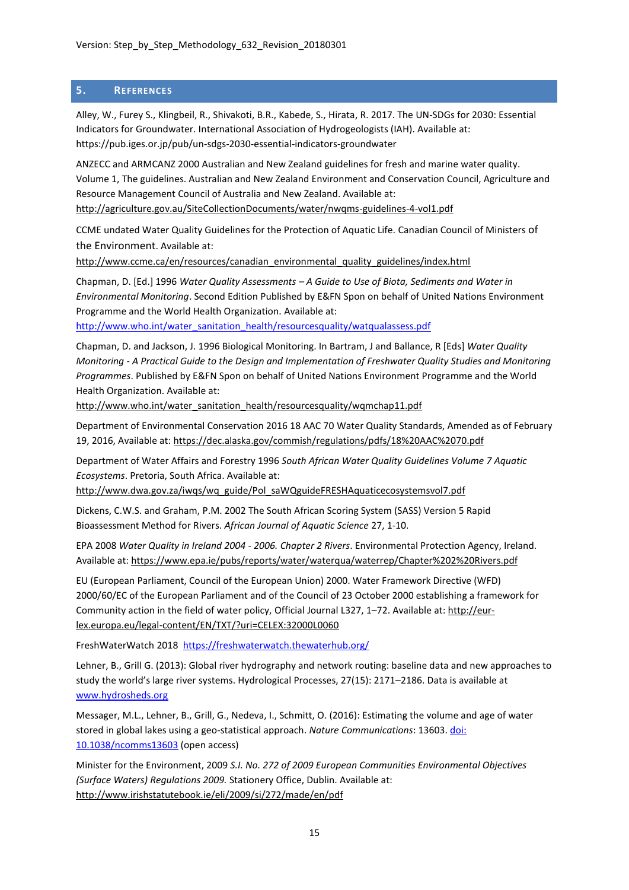## 5. References

Alley, W., Furey S., Klingbeil, R., Shivakoti, B.R., Kabede, S., Hirata, R. 2017. The UN-SDGs for 2030: Essential Indicators for Groundwater. International Association of Hydrogeologists (IAH). Available at: https://pub.iges.or.jp/pub/un-sdgs-2030-essential-indicators-groundwater

ANZECC and ARMCANZ 2000 Australian and New Zealand guidelines for fresh and marine water quality. Volume 1, The guidelines. Australian and New Zealand Environment and Conservation Council, Agriculture and Resource Management Council of Australia and New Zealand. Available at: http://agriculture.gov.au/SiteCollectionDocuments/water/nwqms-guidelines-4-vol1.pdf

CCME undated Water Quality Guidelines for the Protection of Aquatic Life. Canadian Council of Ministers of the Environment. Available at: http://www.ccme.ca/en/resources/canadian_environmental_quality_guidelines/index.html

Chapman, D. [Ed.] 1996 *Water Quality Assessments – A Guide to Use of Biota, Sediments and Water in Environmental Monitoring*. Second Edition Published by E&FN Spon on behalf of United Nations Environment Programme and the World Health Organization. Available at: http://www.who.int/water_sanitation_health/resourcesquality/watqualassess.pdf

Chapman, D. and Jackson, J. 1996 Biological Monitoring. In Bartram, J and Ballance, R [Eds] *Water Quality Monitoring - A Practical Guide to the Design and Implementation of Freshwater Quality Studies and Monitoring Programmes*. Published by E&FN Spon on behalf of United Nations Environment Programme and the World Health Organization. Available at: http://www.who.int/water_sanitation_health/resourcesquality/wqmchap11.pdf

Department of Environmental Conservation 2016 18 AAC 70 Water Quality Standards, Amended as of February 19, 2016, Available at: https://dec.alaska.gov/commish/regulations/pdfs/18%20AAC%2070.pdf

Department of Water Affairs and Forestry 1996 *South African Water Quality Guidelines Volume 7 Aquatic Ecosystems*. Pretoria, South Africa. Available at: http://www.dwa.gov.za/iwqs/wq_guide/Pol_saWQguideFRESHAquaticecosystemsvol7.pdf

Dickens, C.W.S. and Graham, P.M. 2002 The South African Scoring System (SASS) Version 5 Rapid Bioassessment Method for Rivers. *African Journal of Aquatic Science* 27, 1-10.

EPA 2008 *Water Quality in Ireland 2004 - 2006. Chapter 2 Rivers*. Environmental Protection Agency, Ireland. Available at: https://www.epa.ie/pubs/reports/water/waterqua/waterrep/Chapter%202%20Rivers.pdf

EU (European Parliament, Council of the European Union) 2000. Water Framework Directive (WFD) 2000/60/EC of the European Parliament and of the Council of 23 October 2000 establishing a framework for Community action in the field of water policy, Official Journal L327, 1–72. Available at: http://eur-lex.europa.eu/legal-content/EN/TXT/?uri=CELEX:32000L0060

FreshWaterWatch 2018 https://freshwaterwatch.thewaterhub.org/

Lehner, B., Grill G. (2013): Global river hydrography and network routing: baseline data and new approaches to study the world's large river systems. Hydrological Processes, 27(15): 2171–2186. Data is available at www.hydrosheds.org

Messager, M.L., Lehner, B., Grill, G., Nedeva, I., Schmitt, O. (2016): Estimating the volume and age of water stored in global lakes using a geo-statistical approach. *Nature Communications*: 13603. doi: 10.1038/ncomms13603 (open access)

Minister for the Environment, 2009 *S.I. No. 272 of 2009 European Communities Environmental Objectives (Surface Waters) Regulations 2009.* Stationery Office, Dublin. Available at: http://www.irishstatutebook.ie/eli/2009/si/272/made/en/pdf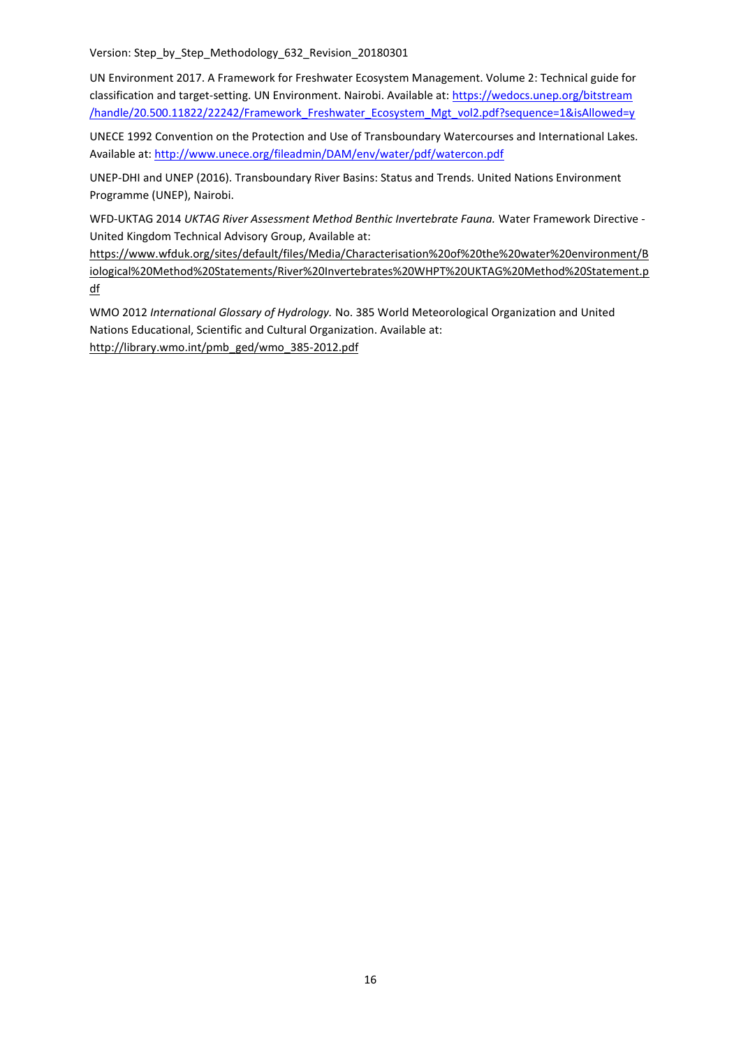Version: Step_by_Step_Methodology_632_Revision_20180301

UN Environment 2017. A Framework for Freshwater Ecosystem Management. Volume 2: Technical guide for classification and target-setting. UN Environment. Nairobi. Available at: https://wedocs.unep.org/bitstream/handle/20.500.11822/22242/Framework_Freshwater_Ecosystem_Mgt_vol2.pdf?sequence=1&isAllowed=y

UNECE 1992 Convention on the Protection and Use of Transboundary Watercourses and International Lakes. Available at: http://www.unece.org/fileadmin/DAM/env/water/pdf/watercon.pdf

UNEP-DHI and UNEP (2016). Transboundary River Basins: Status and Trends. United Nations Environment Programme (UNEP), Nairobi.

WFD-UKTAG 2014 *UKTAG River Assessment Method Benthic Invertebrate Fauna.* Water Framework Directive - United Kingdom Technical Advisory Group, Available at: https://www.wfduk.org/sites/default/files/Media/Characterisation%20of%20the%20water%20environment/Biological%20Method%20Statements/River%20Invertebrates%20WHPT%20UKTAG%20Method%20Statement.pdf

WMO 2012 *International Glossary of Hydrology.* No. 385 World Meteorological Organization and United Nations Educational, Scientific and Cultural Organization. Available at: http://library.wmo.int/pmb_ged/wmo_385-2012.pdf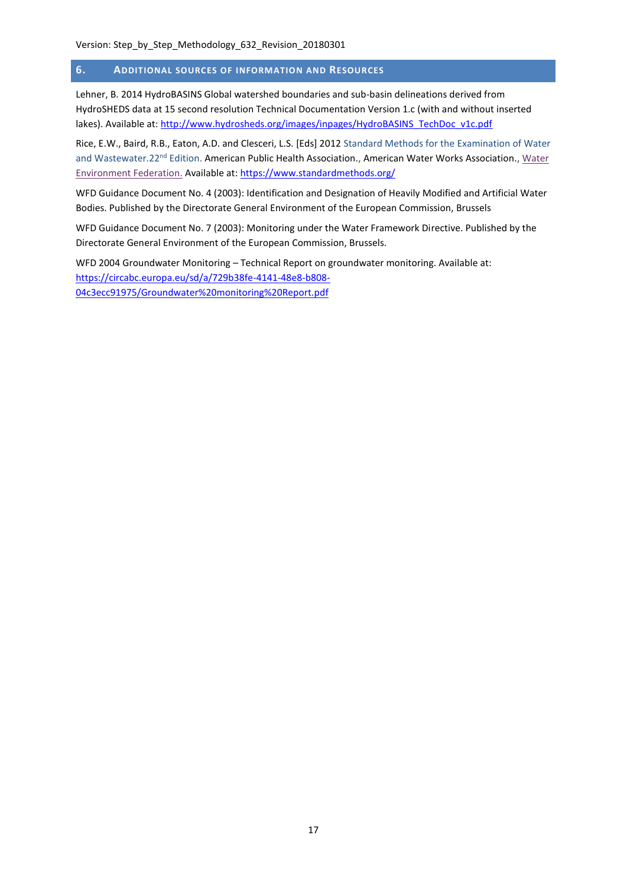Version: Step_by_Step_Methodology_632_Revision_20180301

## 6. Additional sources of information and Resources

Lehner, B. 2014 HydroBASINS Global watershed boundaries and sub-basin delineations derived from HydroSHEDS data at 15 second resolution Technical Documentation Version 1.c (with and without inserted lakes). Available at: http://www.hydrosheds.org/images/inpages/HydroBASINS_TechDoc_v1c.pdf

Rice, E.W., Baird, R.B., Eaton, A.D. and Clesceri, L.S. [Eds] 2012 Standard Methods for the Examination of Water and Wastewater.22nd Edition. American Public Health Association., American Water Works Association., Water Environment Federation. Available at: https://www.standardmethods.org/

WFD Guidance Document No. 4 (2003): Identification and Designation of Heavily Modified and Artificial Water Bodies. Published by the Directorate General Environment of the European Commission, Brussels

WFD Guidance Document No. 7 (2003): Monitoring under the Water Framework Directive. Published by the Directorate General Environment of the European Commission, Brussels.

WFD 2004 Groundwater Monitoring – Technical Report on groundwater monitoring. Available at: https://circabc.europa.eu/sd/a/729b38fe-4141-48e8-b808-04c3ecc91975/Groundwater%20monitoring%20Report.pdf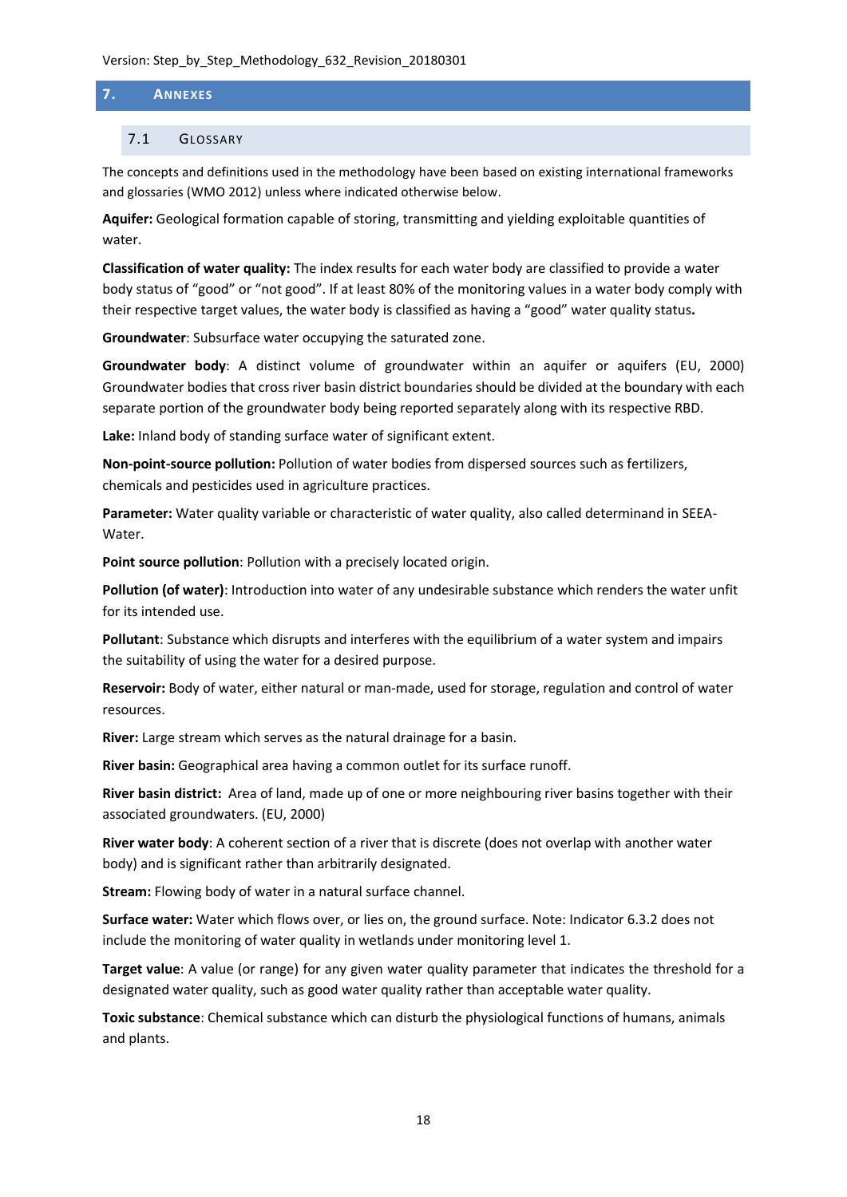# 7. Annexes

## 7.1 Glossary

The concepts and definitions used in the methodology have been based on existing international frameworks and glossaries (WMO 2012) unless where indicated otherwise below.

**Aquifer:** Geological formation capable of storing, transmitting and yielding exploitable quantities of water.

**Classification of water quality:** The index results for each water body are classified to provide a water body status of "good" or "not good". If at least 80% of the monitoring values in a water body comply with their respective target values, the water body is classified as having a "good" water quality status**.**

**Groundwater**: Subsurface water occupying the saturated zone.

**Groundwater body**: A distinct volume of groundwater within an aquifer or aquifers (EU, 2000) Groundwater bodies that cross river basin district boundaries should be divided at the boundary with each separate portion of the groundwater body being reported separately along with its respective RBD.

**Lake:** Inland body of standing surface water of significant extent.

**Non-point-source pollution:** Pollution of water bodies from dispersed sources such as fertilizers, chemicals and pesticides used in agriculture practices.

**Parameter:** Water quality variable or characteristic of water quality, also called determinand in SEEA-Water.

**Point source pollution**: Pollution with a precisely located origin.

**Pollution (of water)**: Introduction into water of any undesirable substance which renders the water unfit for its intended use.

**Pollutant**: Substance which disrupts and interferes with the equilibrium of a water system and impairs the suitability of using the water for a desired purpose.

**Reservoir:** Body of water, either natural or man-made, used for storage, regulation and control of water resources.

**River:** Large stream which serves as the natural drainage for a basin.

**River basin:** Geographical area having a common outlet for its surface runoff.

**River basin district:** Area of land, made up of one or more neighbouring river basins together with their associated groundwaters. (EU, 2000)

**River water body**: A coherent section of a river that is discrete (does not overlap with another water body) and is significant rather than arbitrarily designated.

**Stream:** Flowing body of water in a natural surface channel.

**Surface water:** Water which flows over, or lies on, the ground surface. Note: Indicator 6.3.2 does not include the monitoring of water quality in wetlands under monitoring level 1.

**Target value**: A value (or range) for any given water quality parameter that indicates the threshold for a designated water quality, such as good water quality rather than acceptable water quality.

**Toxic substance**: Chemical substance which can disturb the physiological functions of humans, animals and plants.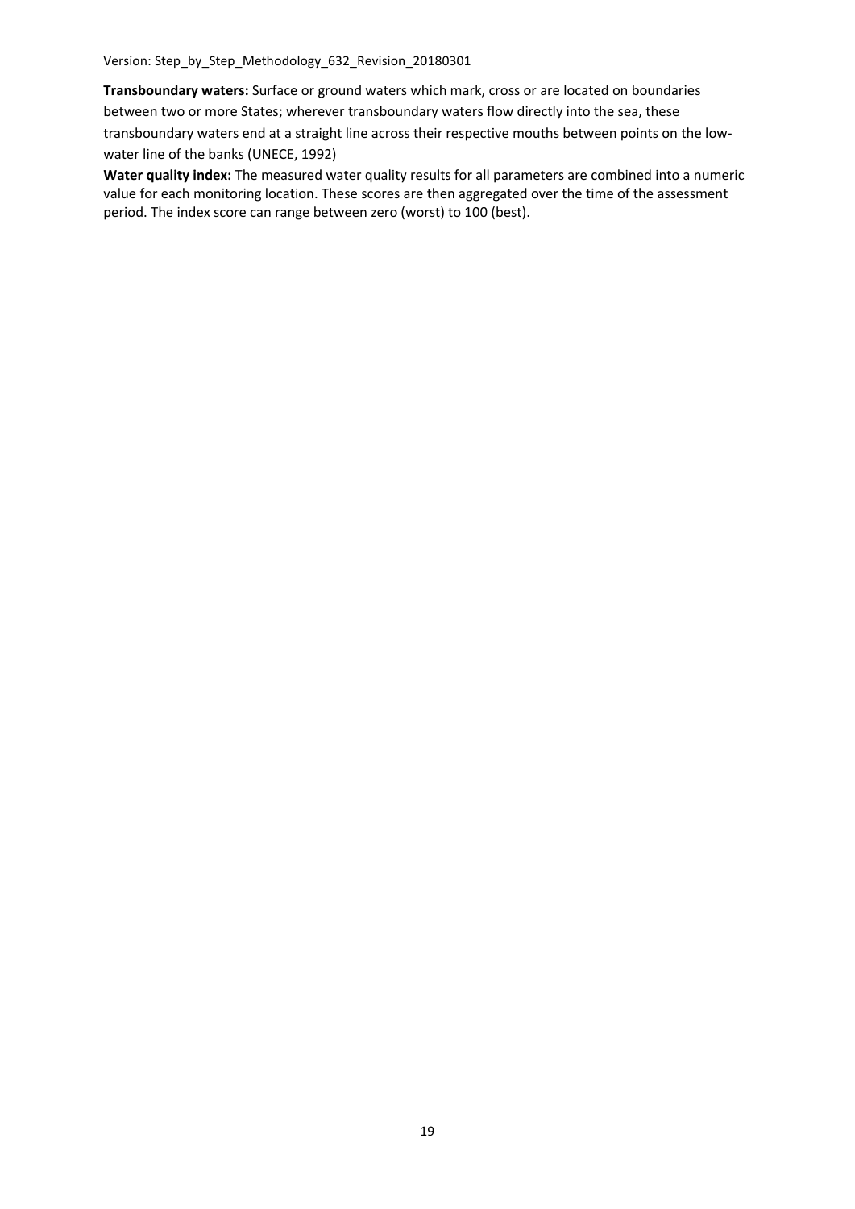**Transboundary waters:** Surface or ground waters which mark, cross or are located on boundaries between two or more States; wherever transboundary waters flow directly into the sea, these transboundary waters end at a straight line across their respective mouths between points on the low-water line of the banks (UNECE, 1992)

**Water quality index:** The measured water quality results for all parameters are combined into a numeric value for each monitoring location. These scores are then aggregated over the time of the assessment period. The index score can range between zero (worst) to 100 (best).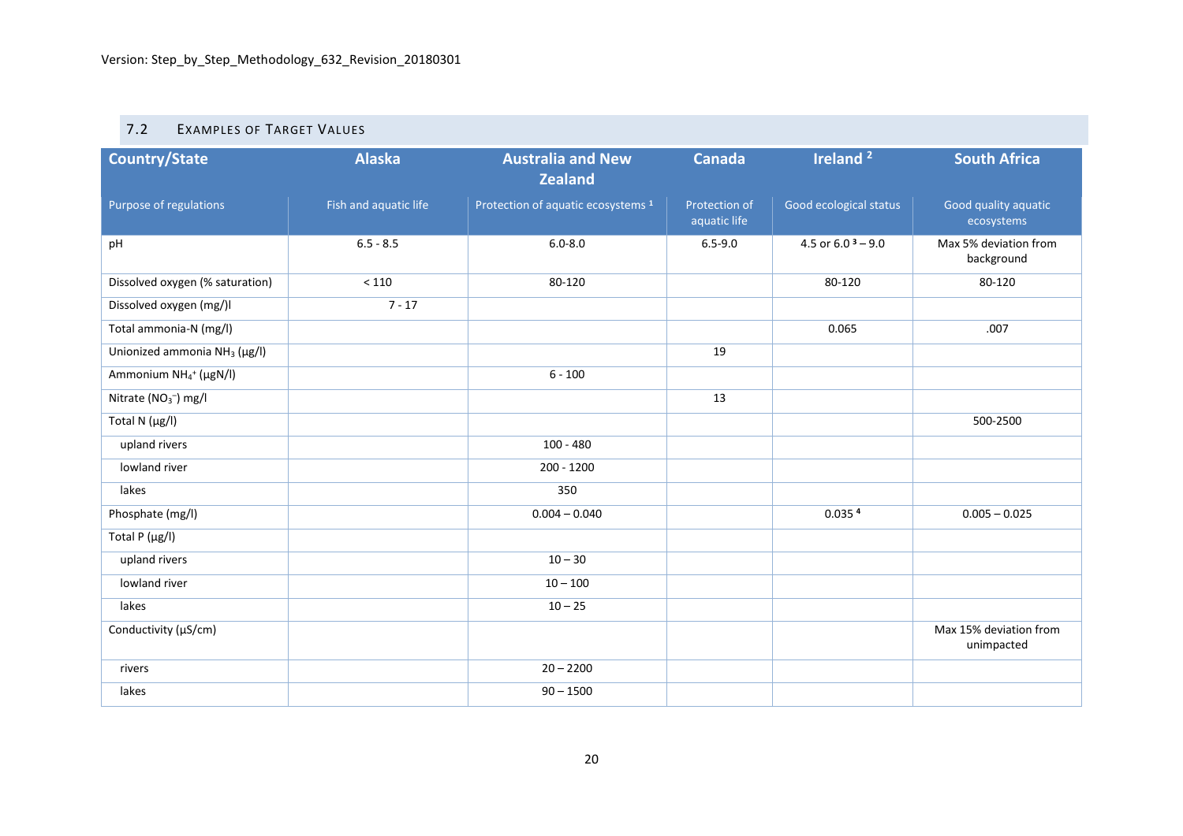## 7.2 Examples of Target Values

| Country/State | Alaska | Australia and New Zealand | Canada | Ireland [2] | South Africa |
|---|---|---|---|---|---|
| Purpose of regulations | Fish and aquatic life | Protection of aquatic ecosystems [1] | Protection of aquatic life | Good ecological status | Good quality aquatic ecosystems |
| pH | 6.5 - 8.5 | 6.0-8.0 | 6.5-9.0 | 4.5 or 6.0 [3] – 9.0 | Max 5% deviation from background |
| Dissolved oxygen (% saturation) | < 110 | 80-120 | | 80-120 | 80-120 |
| Dissolved oxygen (mg/)l | 7 - 17 | | | | |
| Total ammonia-N (mg/l) | | | | 0.065 | .007 |
| Unionized ammonia $NH_3$ (µg/l) | | | 19 | | |
| Ammonium $NH_4^+$ (µgN/l) | | 6 - 100 | | | |
| Nitrate ($NO_3^-$) mg/l | | | 13 | | |
| Total N (µg/l) | | | | | 500-2500 |
| upland rivers | | 100 - 480 | | | |
| lowland river | | 200 - 1200 | | | |
| lakes | | 350 | | | |
| Phosphate (mg/l) | | 0.004 – 0.040 | | 0.035 [4] | 0.005 – 0.025 |
| Total P (µg/l) | | | | | |
| upland rivers | | 10 – 30 | | | |
| lowland river | | 10 – 100 | | | |
| lakes | | 10 – 25 | | | |
| Conductivity (µS/cm) | | | | | Max 15% deviation from unimpacted |
| rivers | | 20 – 2200 | | | |
| lakes | | 90 – 1500 | | | |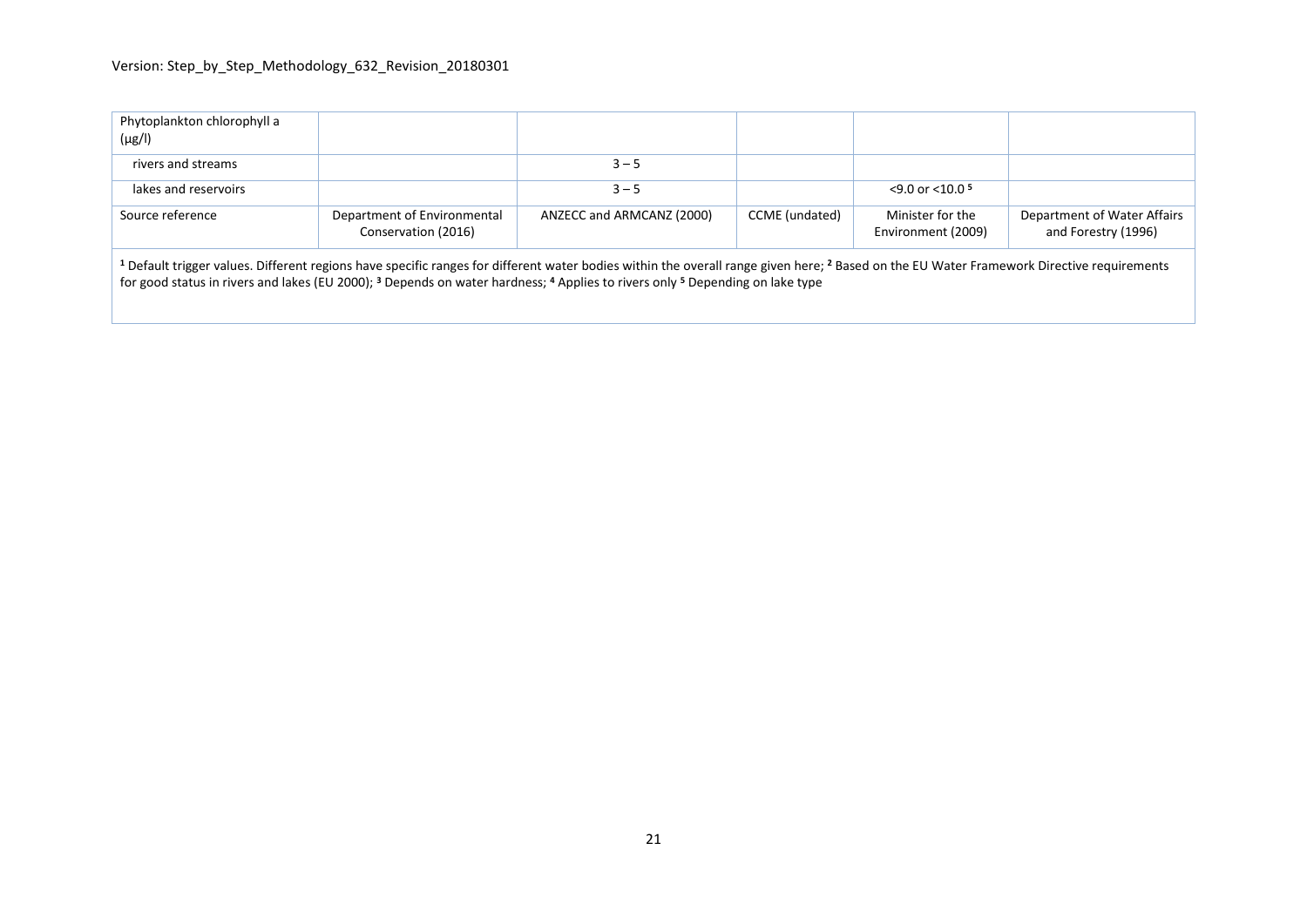| | | | | | |
|---|---|---|---|---|---|
| Phytoplankton chlorophyll a (µg/l) | | | | | |
| rivers and streams | | 3 – 5 | | | |
| lakes and reservoirs | | 3 – 5 | | <9.0 or <10.0 [5] | |
| Source reference | Department of Environmental Conservation (2016) | ANZECC and ARMCANZ (2000) | CCME (undated) | Minister for the Environment (2009) | Department of Water Affairs and Forestry (1996) |

[1] Default trigger values. Different regions have specific ranges for different water bodies within the overall range given here; [2] Based on the EU Water Framework Directive requirements for good status in rivers and lakes (EU 2000); [3] Depends on water hardness; [4] Applies to rivers only [5] Depending on lake type